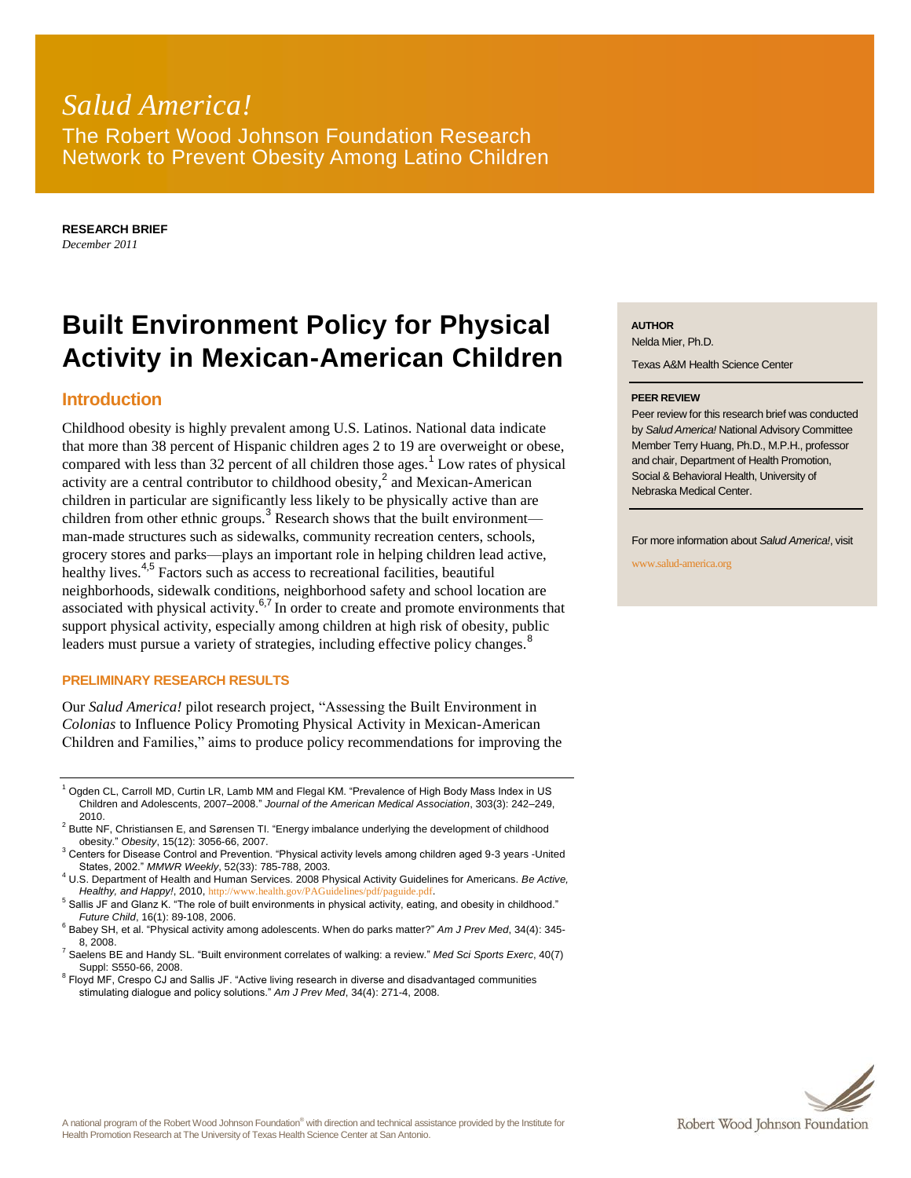*Salud America!*

The Robert Wood Johnson Foundation Research Network to Prevent Obesity Among Latino Children

**RESEARCH BRIEF**
*December 2011*

# Built Environment Policy for Physical Activity in Mexican-American Children

**AUTHOR**
Nelda Mier, Ph.D.
Texas A&M Health Science Center

**PEER REVIEW**
Peer review for this research brief was conducted by *Salud America!* National Advisory Committee Member Terry Huang, Ph.D., M.P.H., professor and chair, Department of Health Promotion, Social & Behavioral Health, University of Nebraska Medical Center.

For more information about *Salud America!*, visit www.salud-america.org

## Introduction

Childhood obesity is highly prevalent among U.S. Latinos. National data indicate that more than 38 percent of Hispanic children ages 2 to 19 are overweight or obese, compared with less than 32 percent of all children those ages.[1] Low rates of physical activity are a central contributor to childhood obesity,[2] and Mexican-American children in particular are significantly less likely to be physically active than are children from other ethnic groups.[3] Research shows that the built environment—man-made structures such as sidewalks, community recreation centers, schools, grocery stores and parks—plays an important role in helping children lead active, healthy lives.[4,5] Factors such as access to recreational facilities, beautiful neighborhoods, sidewalk conditions, neighborhood safety and school location are associated with physical activity.[6,7] In order to create and promote environments that support physical activity, especially among children at high risk of obesity, public leaders must pursue a variety of strategies, including effective policy changes.[8]

### PRELIMINARY RESEARCH RESULTS

Our *Salud America!* pilot research project, "Assessing the Built Environment in *Colonias* to Influence Policy Promoting Physical Activity in Mexican-American Children and Families," aims to produce policy recommendations for improving the

---

1 Ogden CL, Carroll MD, Curtin LR, Lamb MM and Flegal KM. "Prevalence of High Body Mass Index in US Children and Adolescents, 2007–2008." *Journal of the American Medical Association*, 303(3): 242–249, 2010.

2 Butte NF, Christiansen E, and Sørensen TI. "Energy imbalance underlying the development of childhood obesity." *Obesity*, 15(12): 3056-66, 2007.

3 Centers for Disease Control and Prevention. "Physical activity levels among children aged 9-3 years -United States, 2002." *MMWR Weekly*, 52(33): 785-788, 2003.

4 U.S. Department of Health and Human Services. 2008 Physical Activity Guidelines for Americans. *Be Active, Healthy, and Happy!*, 2010, http://www.health.gov/PAGuidelines/pdf/paguide.pdf.

5 Sallis JF and Glanz K. "The role of built environments in physical activity, eating, and obesity in childhood." *Future Child*, 16(1): 89-108, 2006.

6 Babey SH, et al. "Physical activity among adolescents. When do parks matter?" *Am J Prev Med*, 34(4): 345-8, 2008.

7 Saelens BE and Handy SL. "Built environment correlates of walking: a review." *Med Sci Sports Exerc*, 40(7) Suppl: S550-66, 2008.

8 Floyd MF, Crespo CJ and Sallis JF. "Active living research in diverse and disadvantaged communities stimulating dialogue and policy solutions." *Am J Prev Med*, 34(4): 271-4, 2008.

A national program of the Robert Wood Johnson Foundation® with direction and technical assistance provided by the Institute for Health Promotion Research at The University of Texas Health Science Center at San Antonio.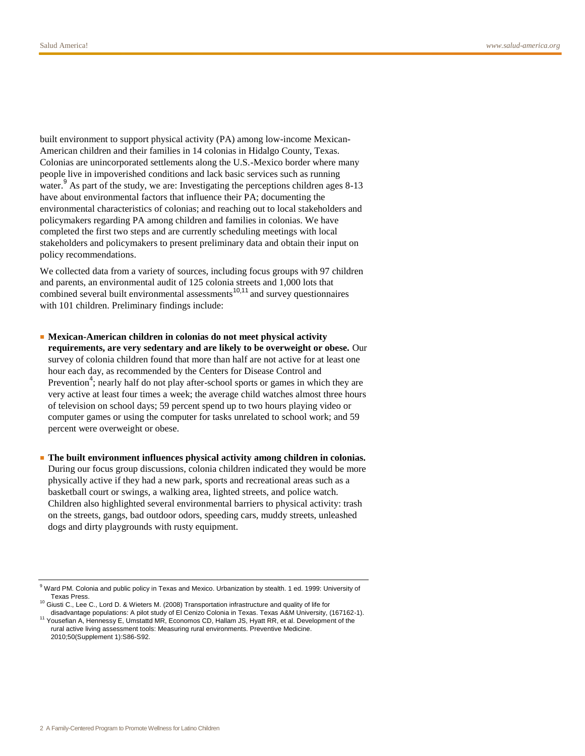built environment to support physical activity (PA) among low-income Mexican-American children and their families in 14 colonias in Hidalgo County, Texas. Colonias are unincorporated settlements along the U.S.-Mexico border where many people live in impoverished conditions and lack basic services such as running water.[9] As part of the study, we are: Investigating the perceptions children ages 8-13 have about environmental factors that influence their PA; documenting the environmental characteristics of colonias; and reaching out to local stakeholders and policymakers regarding PA among children and families in colonias. We have completed the first two steps and are currently scheduling meetings with local stakeholders and policymakers to present preliminary data and obtain their input on policy recommendations.

We collected data from a variety of sources, including focus groups with 97 children and parents, an environmental audit of 125 colonia streets and 1,000 lots that combined several built environmental assessments[10,11] and survey questionnaires with 101 children. Preliminary findings include:

- **Mexican-American children in colonias do not meet physical activity requirements, are very sedentary and are likely to be overweight or obese.** Our survey of colonia children found that more than half are not active for at least one hour each day, as recommended by the Centers for Disease Control and Prevention[4]; nearly half do not play after-school sports or games in which they are very active at least four times a week; the average child watches almost three hours of television on school days; 59 percent spend up to two hours playing video or computer games or using the computer for tasks unrelated to school work; and 59 percent were overweight or obese.

- **The built environment influences physical activity among children in colonias.** During our focus group discussions, colonia children indicated they would be more physically active if they had a new park, sports and recreational areas such as a basketball court or swings, a walking area, lighted streets, and police watch. Children also highlighted several environmental barriers to physical activity: trash on the streets, gangs, bad outdoor odors, speeding cars, muddy streets, unleashed dogs and dirty playgrounds with rusty equipment.

---

[9] Ward PM. Colonia and public policy in Texas and Mexico. Urbanization by stealth. 1 ed. 1999: University of Texas Press.

[10] Giusti C., Lee C., Lord D. & Wieters M. (2008) Transportation infrastructure and quality of life for disadvantage populations: A pilot study of El Cenizo Colonia in Texas. Texas A&M University, (167162-1).

[11] Yousefian A, Hennessy E, Umstattd MR, Economos CD, Hallam JS, Hyatt RR, et al. Development of the rural active living assessment tools: Measuring rural environments. Preventive Medicine. 2010;50(Supplement 1):S86-S92.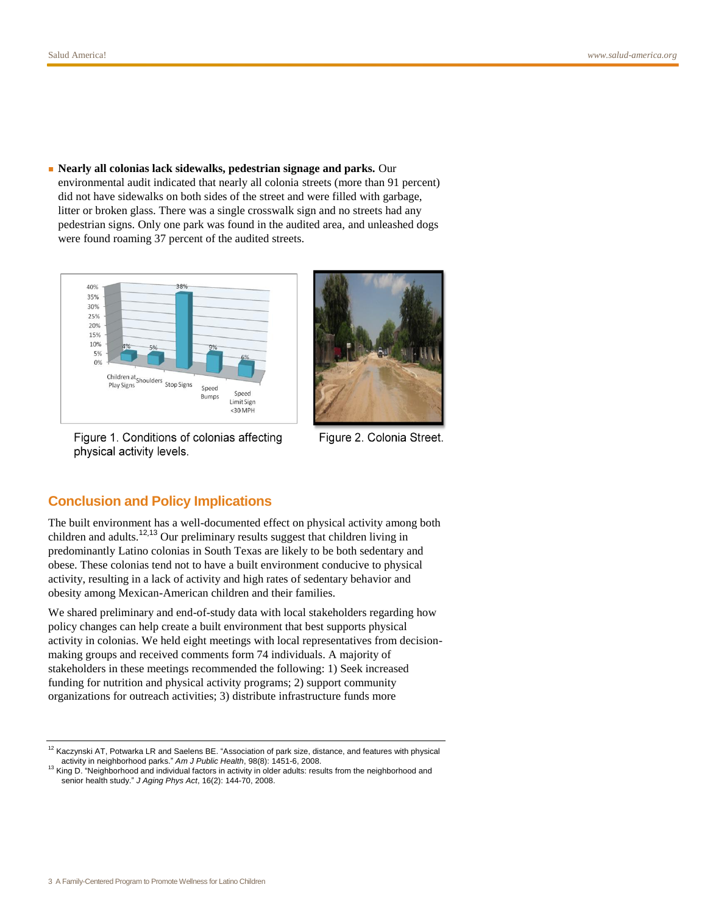- **Nearly all colonias lack sidewalks, pedestrian signage and parks.** Our environmental audit indicated that nearly all colonia streets (more than 91 percent) did not have sidewalks on both sides of the street and were filled with garbage, litter or broken glass. There was a single crosswalk sign and no streets had any pedestrian signs. Only one park was found in the audited area, and unleashed dogs were found roaming 37 percent of the audited streets.

Figure 1. Conditions of colonias affecting physical activity levels.

Figure 2. Colonia Street.

## Conclusion and Policy Implications

The built environment has a well-documented effect on physical activity among both children and adults.[12,13] Our preliminary results suggest that children living in predominantly Latino colonias in South Texas are likely to be both sedentary and obese. These colonias tend not to have a built environment conducive to physical activity, resulting in a lack of activity and high rates of sedentary behavior and obesity among Mexican-American children and their families.

We shared preliminary and end-of-study data with local stakeholders regarding how policy changes can help create a built environment that best supports physical activity in colonias. We held eight meetings with local representatives from decision-making groups and received comments form 74 individuals. A majority of stakeholders in these meetings recommended the following: 1) Seek increased funding for nutrition and physical activity programs; 2) support community organizations for outreach activities; 3) distribute infrastructure funds more

---

[12] Kaczynski AT, Potwarka LR and Saelens BE. "Association of park size, distance, and features with physical activity in neighborhood parks." *Am J Public Health*, 98(8): 1451-6, 2008.

[13] King D. "Neighborhood and individual factors in activity in older adults: results from the neighborhood and senior health study." *J Aging Phys Act*, 16(2): 144-70, 2008.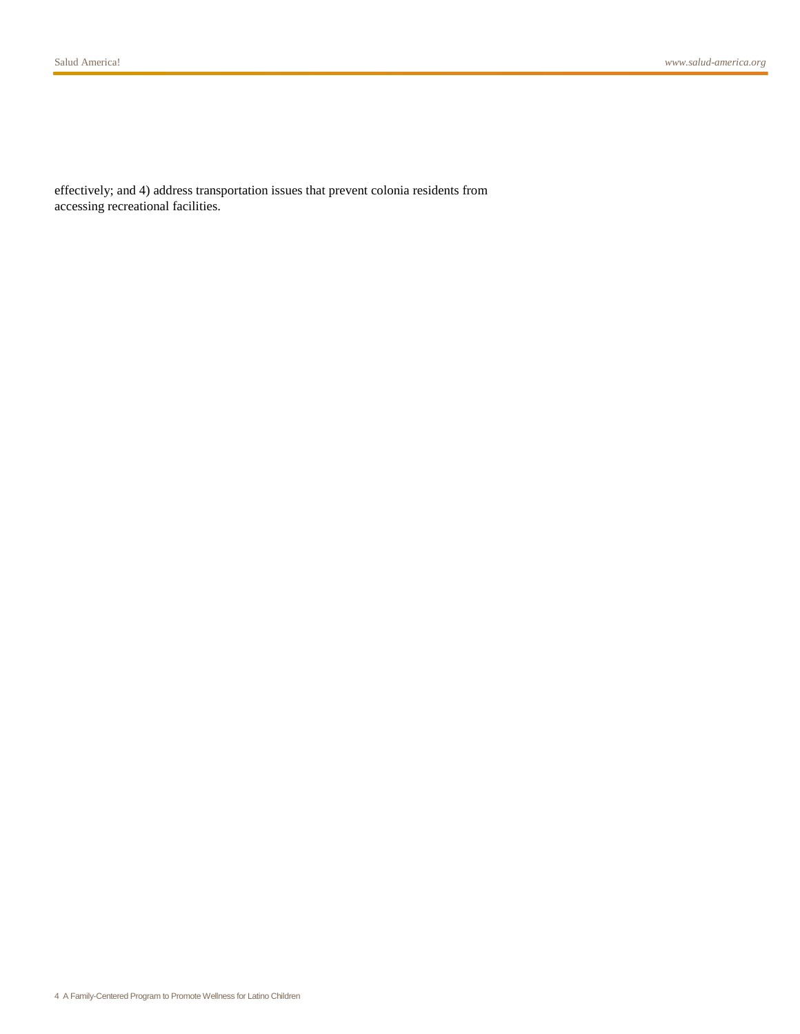effectively; and 4) address transportation issues that prevent colonia residents from accessing recreational facilities.